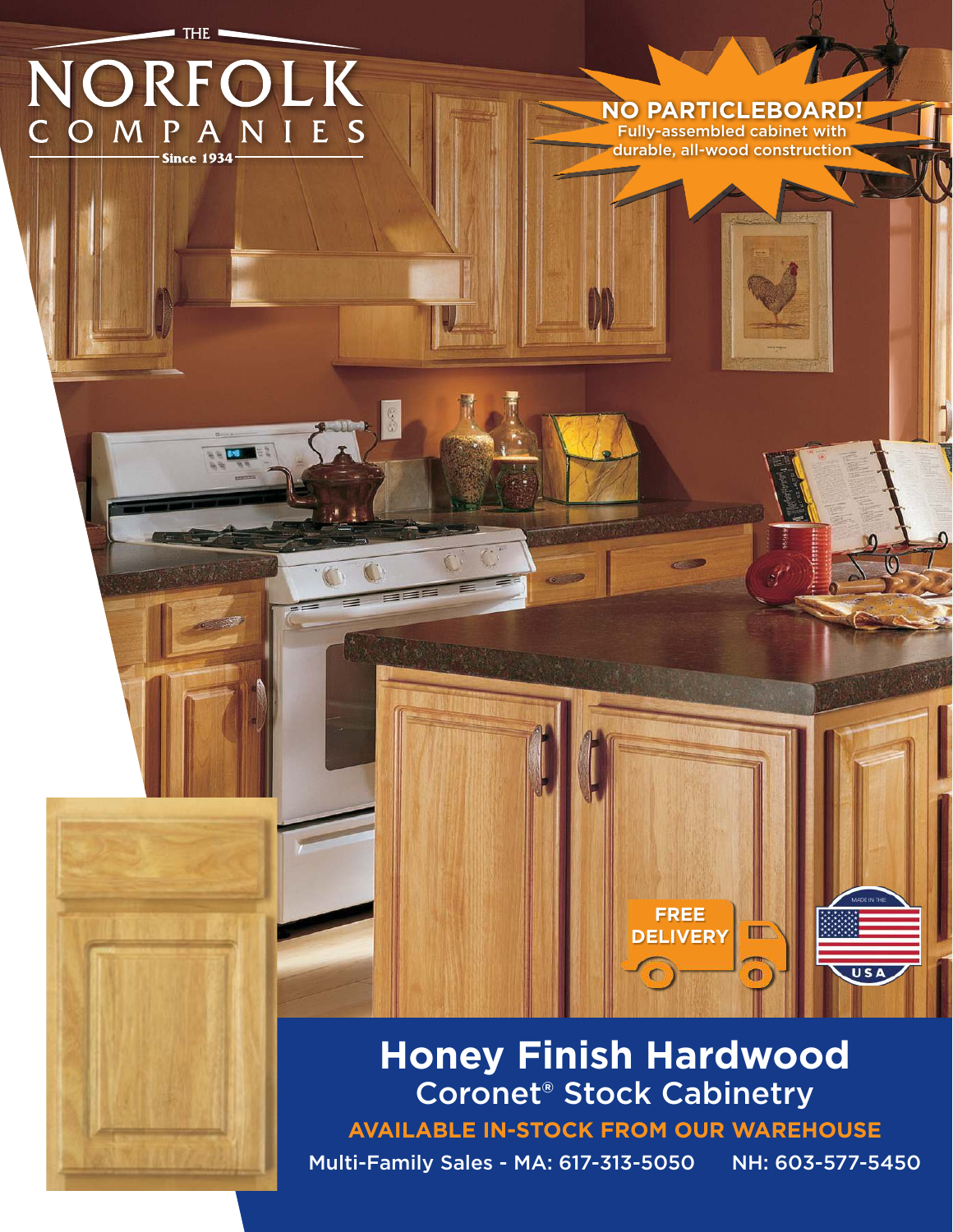THE

# NORFOLK COMPANIES

Since 1934

**NO PARTICLEBOARD!**
Fully-assembled cabinet with durable, all-wood construction

FREE DELIVERY

MADE IN THE USA

# Honey Finish Hardwood

## Coronet® Stock Cabinetry

**AVAILABLE IN-STOCK FROM OUR WAREHOUSE**

Multi-Family Sales - MA: 617-313-5050 NH: 603-577-5450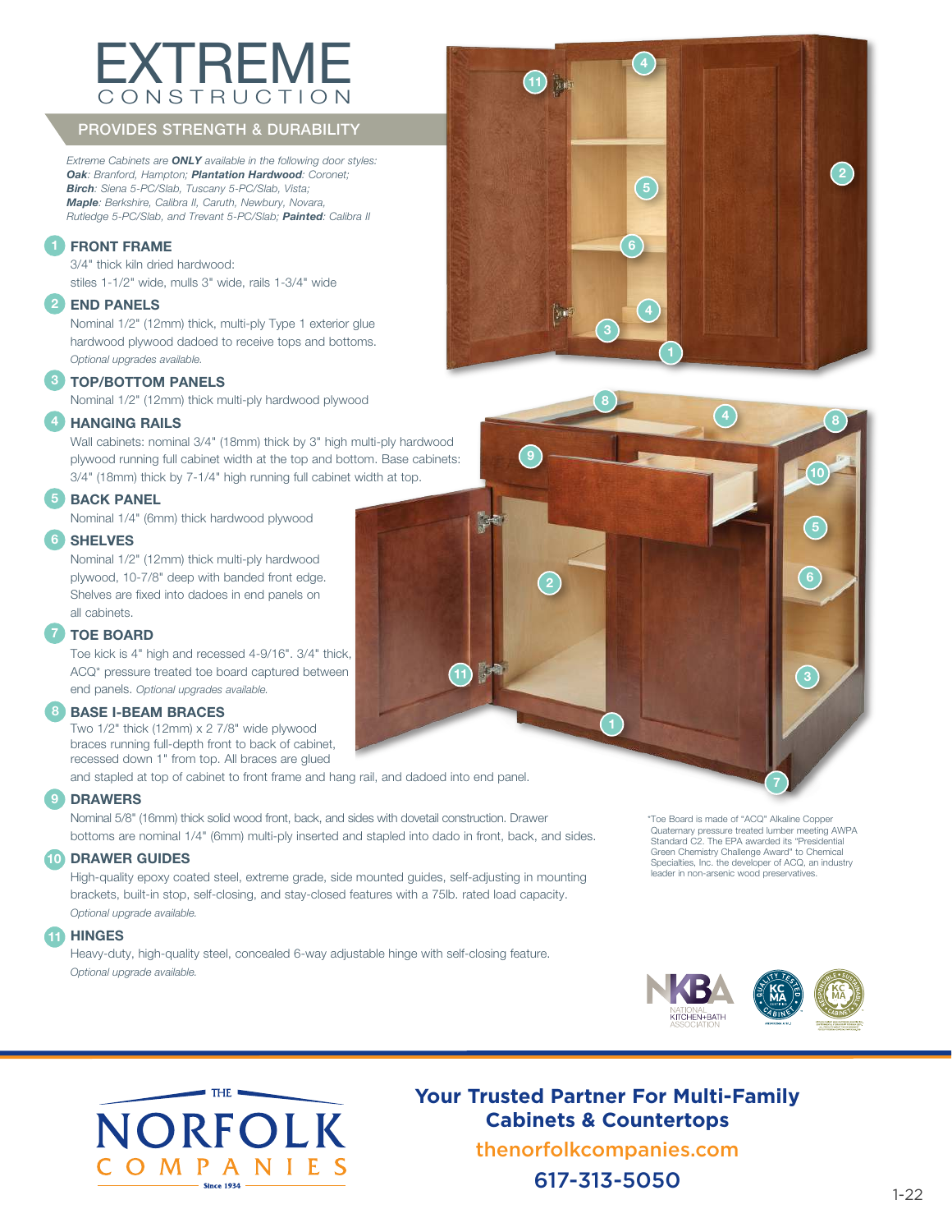# EXTREME CONSTRUCTION

## PROVIDES STRENGTH & DURABILITY

*Extreme Cabinets are* ***ONLY*** *available in the following door styles:*
***Oak****: Branford, Hampton;* ***Plantation Hardwood****: Coronet;*
***Birch****: Siena 5-PC/Slab, Tuscany 5-PC/Slab, Vista;*
***Maple****: Berkshire, Calibra II, Caruth, Newbury, Novara, Rutledge 5-PC/Slab, and Trevant 5-PC/Slab;* ***Painted****: Calibra II*

### 1 FRONT FRAME

3/4" thick kiln dried hardwood:
stiles 1-1/2" wide, mulls 3" wide, rails 1-3/4" wide

### 2 END PANELS

Nominal 1/2" (12mm) thick, multi-ply Type 1 exterior glue hardwood plywood dadoed to receive tops and bottoms.
*Optional upgrades available.*

### 3 TOP/BOTTOM PANELS

Nominal 1/2" (12mm) thick multi-ply hardwood plywood

### 4 HANGING RAILS

Wall cabinets: nominal 3/4" (18mm) thick by 3" high multi-ply hardwood plywood running full cabinet width at the top and bottom. Base cabinets: 3/4" (18mm) thick by 7-1/4" high running full cabinet width at top.

### 5 BACK PANEL

Nominal 1/4" (6mm) thick hardwood plywood

### 6 SHELVES

Nominal 1/2" (12mm) thick multi-ply hardwood plywood, 10-7/8" deep with banded front edge. Shelves are fixed into dadoes in end panels on all cabinets.

### 7 TOE BOARD

Toe kick is 4" high and recessed 4-9/16". 3/4" thick, ACQ* pressure treated toe board captured between end panels. *Optional upgrades available.*

### 8 BASE I-BEAM BRACES

Two 1/2" thick (12mm) x 2 7/8" wide plywood braces running full-depth front to back of cabinet, recessed down 1" from top. All braces are glued and stapled at top of cabinet to front frame and hang rail, and dadoed into end panel.

### 9 DRAWERS

Nominal 5/8" (16mm) thick solid wood front, back, and sides with dovetail construction. Drawer bottoms are nominal 1/4" (6mm) multi-ply inserted and stapled into dado in front, back, and sides.

### 10 DRAWER GUIDES

High-quality epoxy coated steel, extreme grade, side mounted guides, self-adjusting in mounting brackets, built-in stop, self-closing, and stay-closed features with a 75lb. rated load capacity.
*Optional upgrade available.*

### 11 HINGES

Heavy-duty, high-quality steel, concealed 6-way adjustable hinge with self-closing feature.
*Optional upgrade available.*

*Toe Board is made of "ACQ" Alkaline Copper Quaternary pressure treated lumber meeting AWPA Standard C2. The EPA awarded its "Presidential Green Chemistry Challenge Award" to Chemical Specialties, Inc. the developer of ACQ, an industry leader in non-arsenic wood preservatives.

NKBA NATIONAL KITCHEN+BATH ASSOCIATION

THE NORFOLK COMPANIES Since 1934

**Your Trusted Partner For Multi-Family Cabinets & Countertops**

thenorfolkcompanies.com

617-313-5050